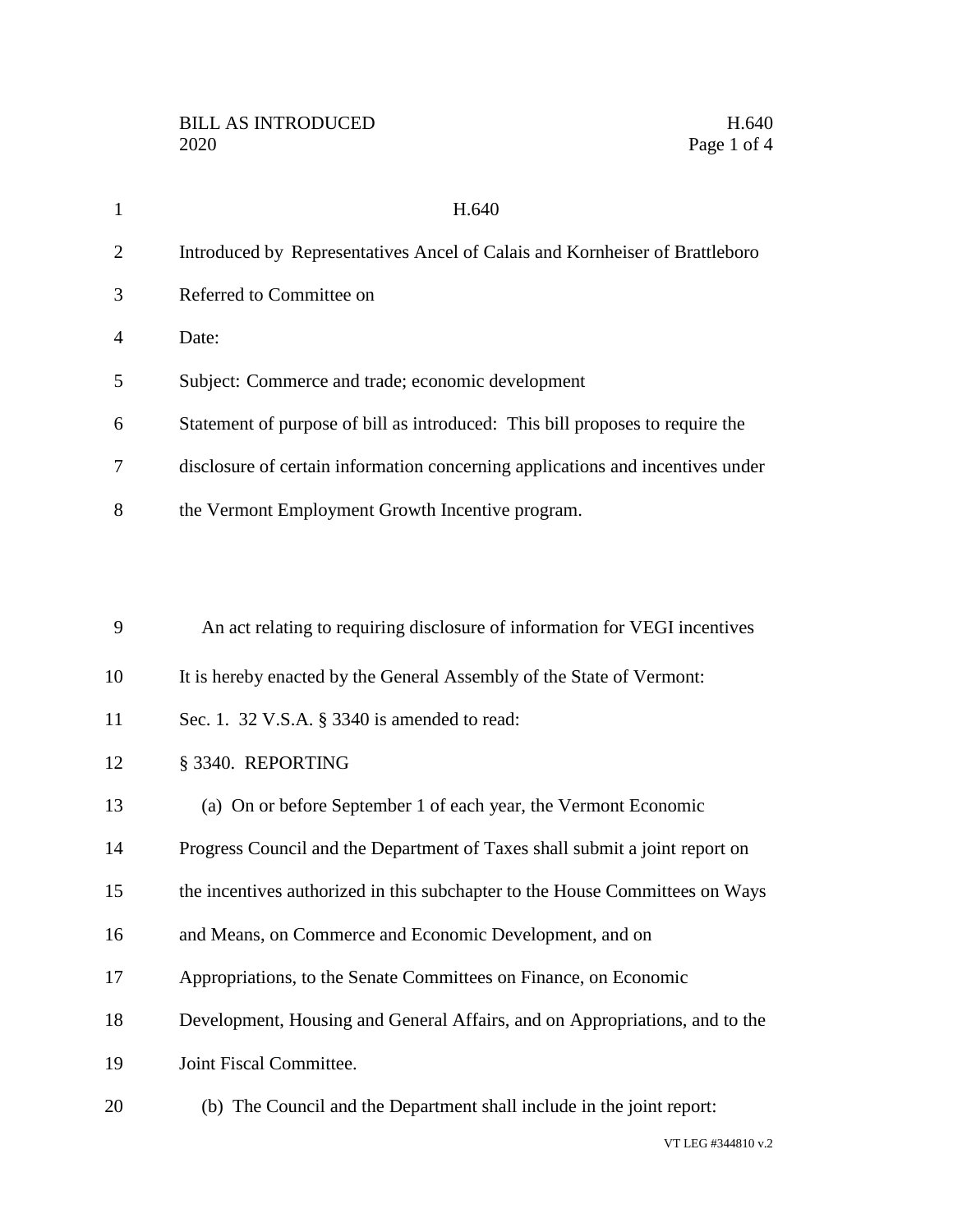BILL AS INTRODUCED H.640
2020

H.640

Introduced by Representatives Ancel of Calais and Kornheiser of Brattleboro

Referred to Committee on

Date:

Subject: Commerce and trade; economic development

Statement of purpose of bill as introduced: This bill proposes to require the disclosure of certain information concerning applications and incentives under the Vermont Employment Growth Incentive program.

An act relating to requiring disclosure of information for VEGI incentives

It is hereby enacted by the General Assembly of the State of Vermont:

Sec. 1. 32 V.S.A. § 3340 is amended to read:

§ 3340. REPORTING

(a) On or before September 1 of each year, the Vermont Economic Progress Council and the Department of Taxes shall submit a joint report on the incentives authorized in this subchapter to the House Committees on Ways and Means, on Commerce and Economic Development, and on Appropriations, to the Senate Committees on Finance, on Economic Development, Housing and General Affairs, and on Appropriations, and to the Joint Fiscal Committee.

(b) The Council and the Department shall include in the joint report:

VT LEG #344810 v.2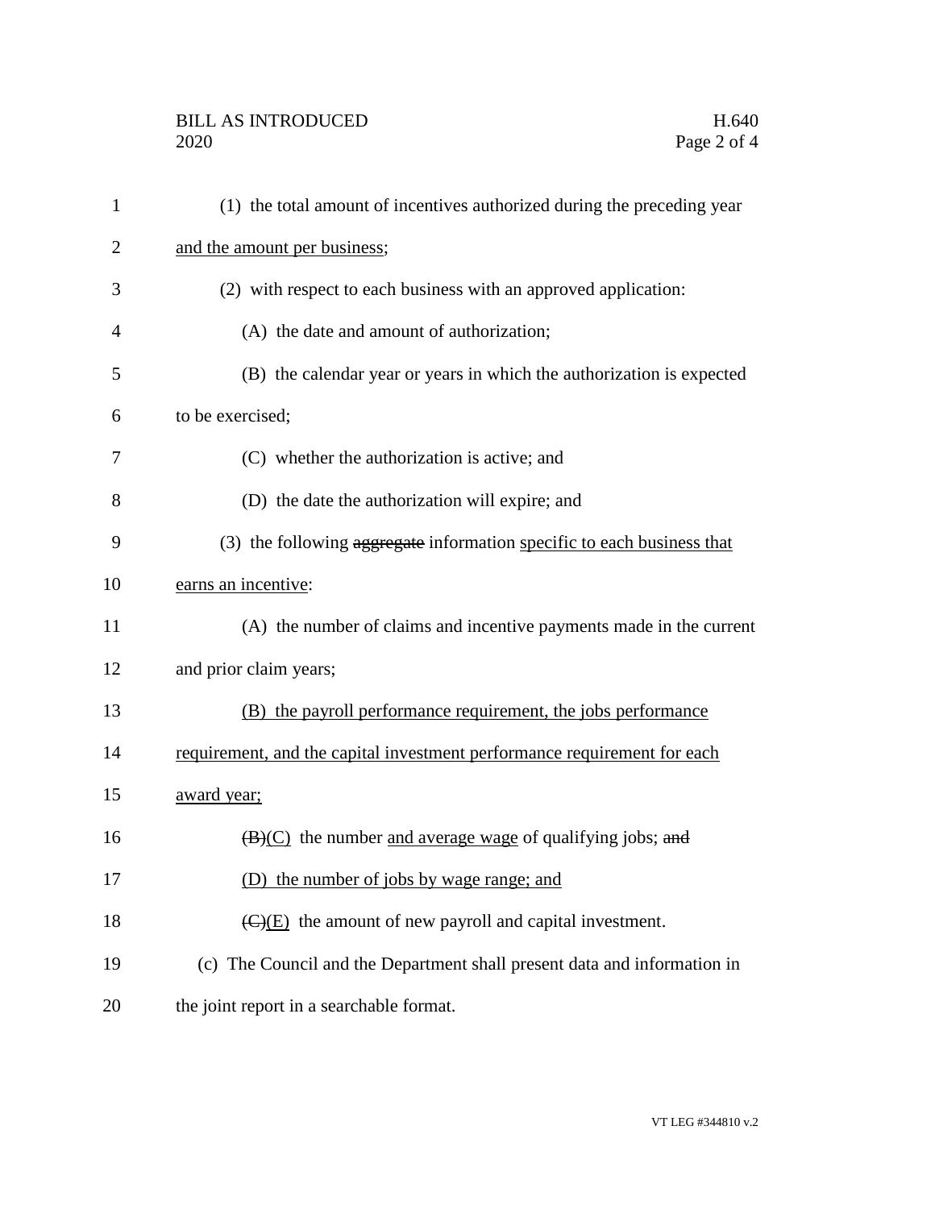(1) the total amount of incentives authorized during the preceding year and the amount per business;

(2) with respect to each business with an approved application:

(A) the date and amount of authorization;

(B) the calendar year or years in which the authorization is expected to be exercised;

(C) whether the authorization is active; and

(D) the date the authorization will expire; and

(3) the following ~~aggregate~~ information specific to each business that earns an incentive:

(A) the number of claims and incentive payments made in the current and prior claim years;

(B) the payroll performance requirement, the jobs performance requirement, and the capital investment performance requirement for each award year;

~~(B)~~(C) the number and average wage of qualifying jobs; ~~and~~

(D) the number of jobs by wage range; and

~~(C)~~(E) the amount of new payroll and capital investment.

(c) The Council and the Department shall present data and information in the joint report in a searchable format.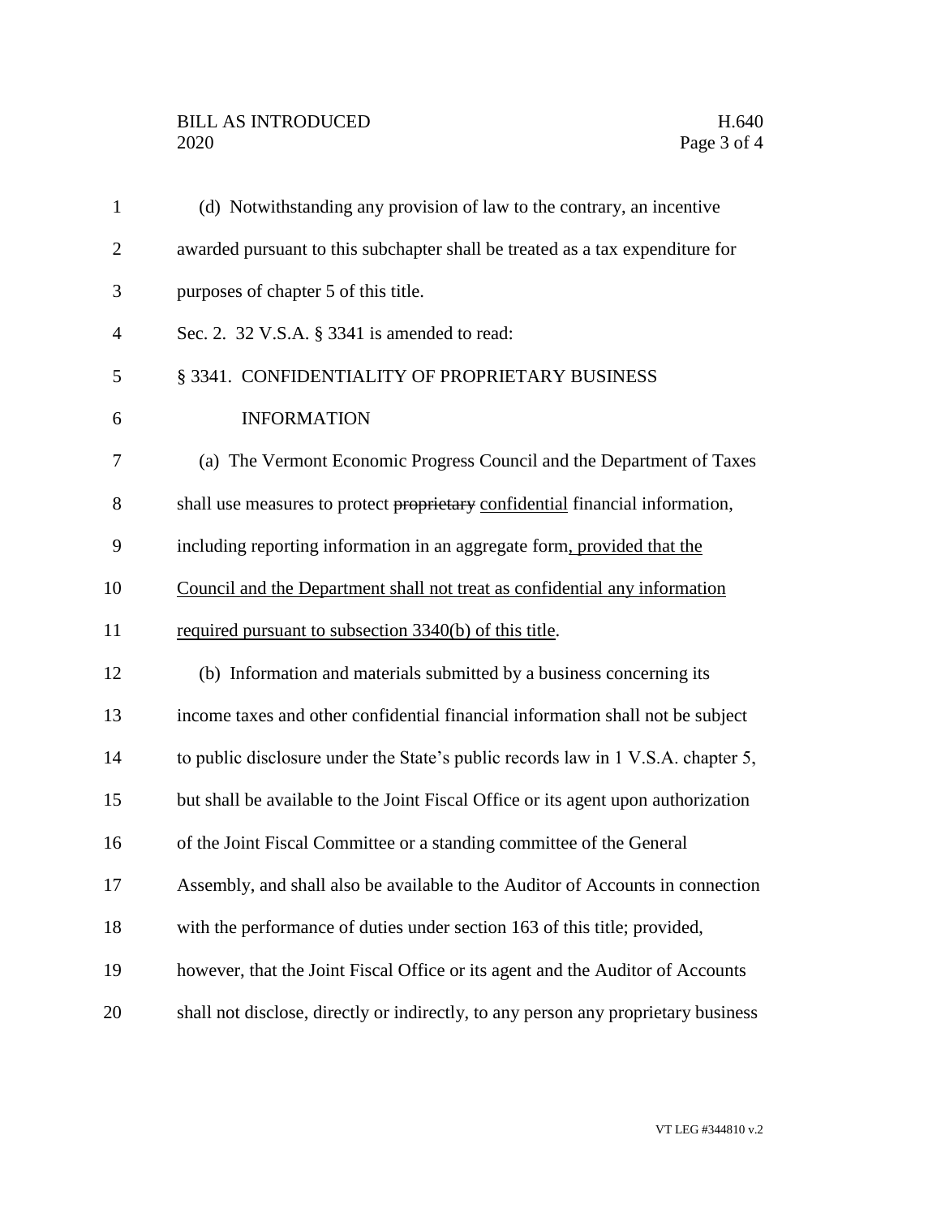(d) Notwithstanding any provision of law to the contrary, an incentive awarded pursuant to this subchapter shall be treated as a tax expenditure for purposes of chapter 5 of this title.

Sec. 2. 32 V.S.A. § 3341 is amended to read:

§ 3341. CONFIDENTIALITY OF PROPRIETARY BUSINESS INFORMATION

(a) The Vermont Economic Progress Council and the Department of Taxes shall use measures to protect ~~proprietary~~ confidential financial information, including reporting information in an aggregate form, provided that the Council and the Department shall not treat as confidential any information required pursuant to subsection 3340(b) of this title.

(b) Information and materials submitted by a business concerning its income taxes and other confidential financial information shall not be subject to public disclosure under the State's public records law in 1 V.S.A. chapter 5, but shall be available to the Joint Fiscal Office or its agent upon authorization of the Joint Fiscal Committee or a standing committee of the General Assembly, and shall also be available to the Auditor of Accounts in connection with the performance of duties under section 163 of this title; provided, however, that the Joint Fiscal Office or its agent and the Auditor of Accounts shall not disclose, directly or indirectly, to any person any proprietary business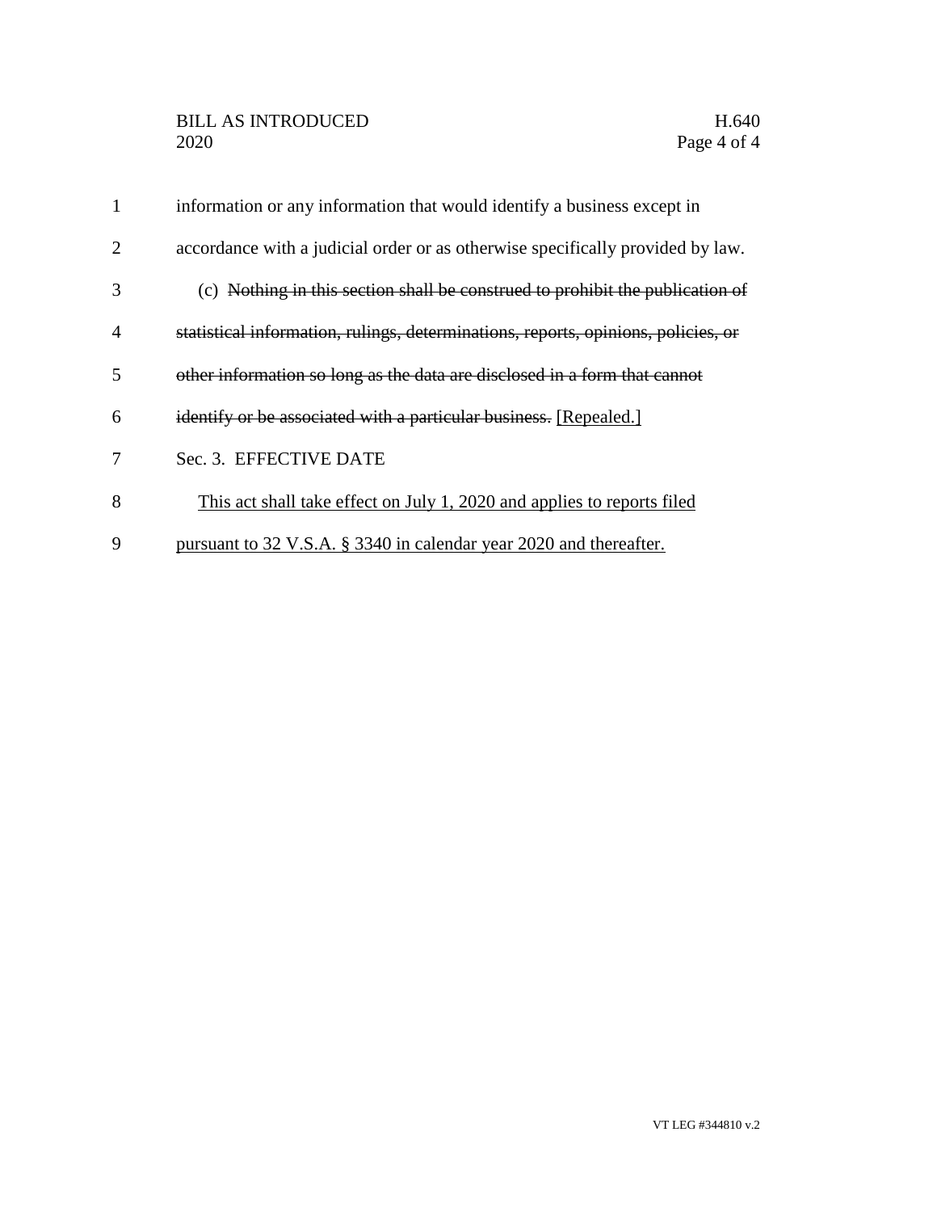information or any information that would identify a business except in accordance with a judicial order or as otherwise specifically provided by law.

(c) ~~Nothing in this section shall be construed to prohibit the publication of statistical information, rulings, determinations, reports, opinions, policies, or other information so long as the data are disclosed in a form that cannot identify or be associated with a particular business.~~ <u>[Repealed.]</u>

Sec. 3. EFFECTIVE DATE

<u>This act shall take effect on July 1, 2020 and applies to reports filed pursuant to 32 V.S.A. § 3340 in calendar year 2020 and thereafter.</u>